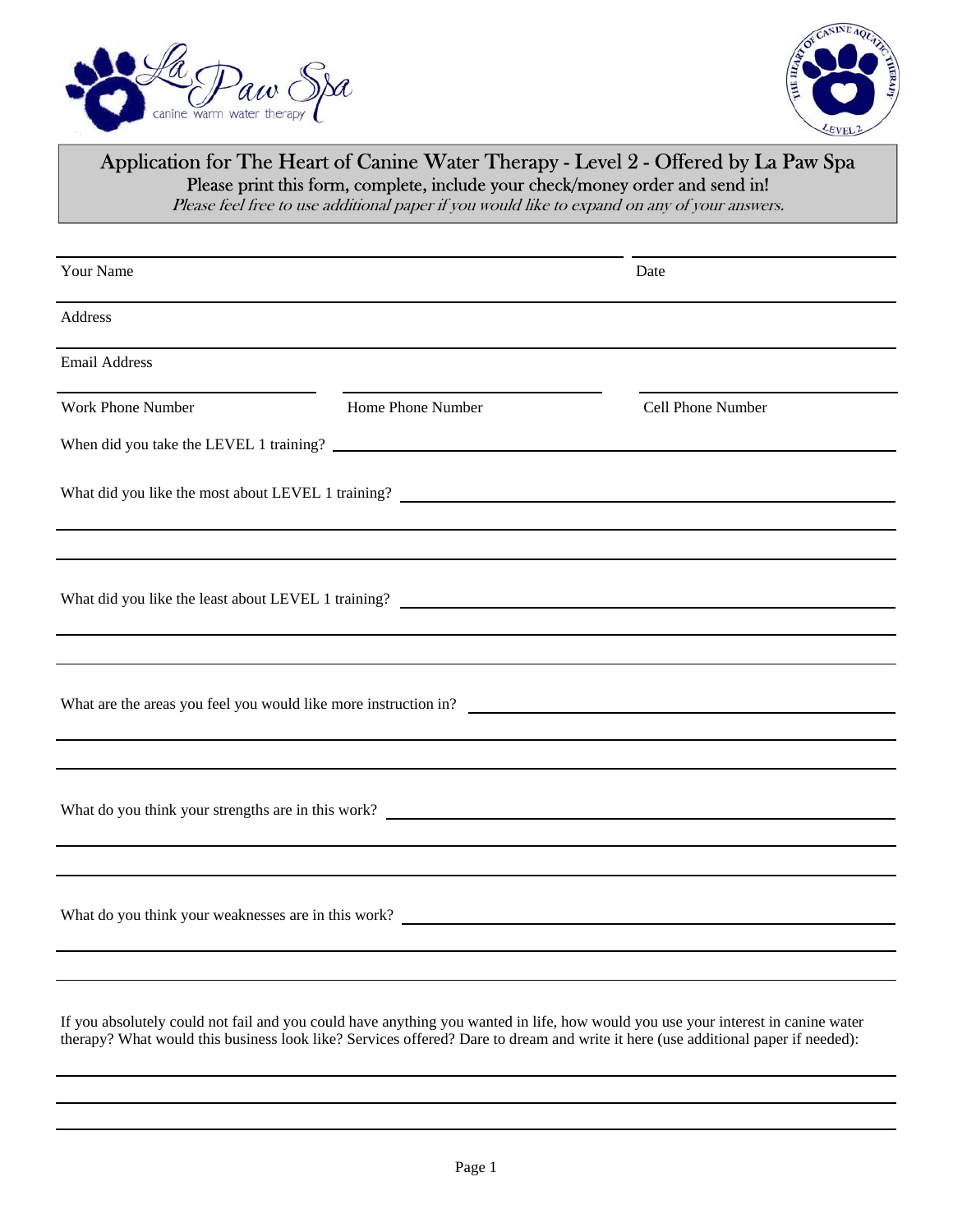# Application for The Heart of Canine Water Therapy - Level 2 - Offered by La Paw Spa

Please print this form, complete, include your check/money order and send in!

*Please feel free to use additional paper if you would like to expand on any of your answers.*

Your Name ______________________________ Date ______________

Address ______________________________

Email Address ______________________________

Work Phone Number ______________ Home Phone Number ______________ Cell Phone Number ______________

When did you take the LEVEL 1 training? ______________________________

What did you like the most about LEVEL 1 training? ______________________________

What did you like the least about LEVEL 1 training? ______________________________

What are the areas you feel you would like more instruction in? ______________________________

What do you think your strengths are in this work? ______________________________

What do you think your weaknesses are in this work? ______________________________

If you absolutely could not fail and you could have anything you wanted in life, how would you use your interest in canine water therapy? What would this business look like? Services offered? Dare to dream and write it here (use additional paper if needed):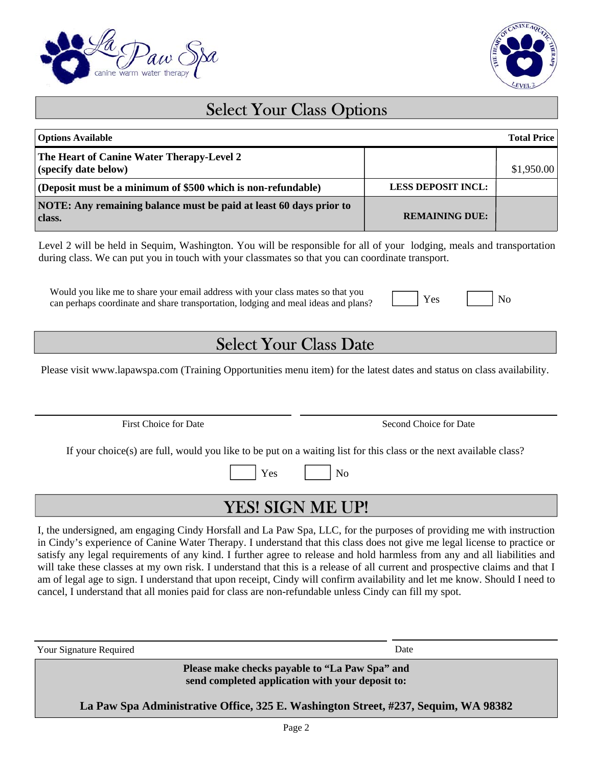## Select Your Class Options

| Options Available | | Total Price |
|---|---|---|
| **The Heart of Canine Water Therapy-Level 2 (specify date below)** | | $1,950.00 |
| **(Deposit must be a minimum of $500 which is non-refundable)** | **LESS DEPOSIT INCL:** | |
| **NOTE: Any remaining balance must be paid at least 60 days prior to class.** | **REMAINING DUE:** | |

Level 2 will be held in Sequim, Washington. You will be responsible for all of your lodging, meals and transportation during class. We can put you in touch with your classmates so that you can coordinate transport.

Would you like me to share your email address with your class mates so that you can perhaps coordinate and share transportation, lodging and meal ideas and plans? ☐ Yes ☐ No

## Select Your Class Date

Please visit www.lapawspa.com (Training Opportunities menu item) for the latest dates and status on class availability.

First Choice for Date ____________________ Second Choice for Date ____________________

If your choice(s) are full, would you like to be put on a waiting list for this class or the next available class?

☐ Yes ☐ No

## YES! SIGN ME UP!

I, the undersigned, am engaging Cindy Horsfall and La Paw Spa, LLC, for the purposes of providing me with instruction in Cindy's experience of Canine Water Therapy. I understand that this class does not give me legal license to practice or satisfy any legal requirements of any kind. I further agree to release and hold harmless from any and all liabilities and will take these classes at my own risk. I understand that this is a release of all current and prospective claims and that I am of legal age to sign. I understand that upon receipt, Cindy will confirm availability and let me know. Should I need to cancel, I understand that all monies paid for class are non-refundable unless Cindy can fill my spot.

Your Signature Required ____________________ Date ____________________

**Please make checks payable to "La Paw Spa" and send completed application with your deposit to:**

**La Paw Spa Administrative Office, 325 E. Washington Street, #237, Sequim, WA 98382**